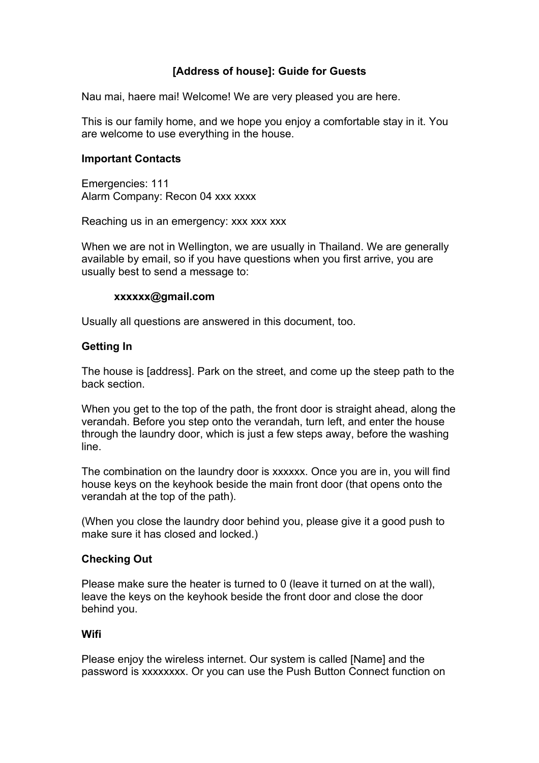# [Address of house]: Guide for Guests

Nau mai, haere mai! Welcome! We are very pleased you are here.

This is our family home, and we hope you enjoy a comfortable stay in it. You are welcome to use everything in the house.

## Important Contacts

Emergencies: 111
Alarm Company: Recon 04 xxx xxxx

Reaching us in an emergency: xxx xxx xxx

When we are not in Wellington, we are usually in Thailand. We are generally available by email, so if you have questions when you first arrive, you are usually best to send a message to:

> **xxxxxx@gmail.com**

Usually all questions are answered in this document, too.

## Getting In

The house is [address]. Park on the street, and come up the steep path to the back section.

When you get to the top of the path, the front door is straight ahead, along the verandah. Before you step onto the verandah, turn left, and enter the house through the laundry door, which is just a few steps away, before the washing line.

The combination on the laundry door is xxxxxx. Once you are in, you will find house keys on the keyhook beside the main front door (that opens onto the verandah at the top of the path).

(When you close the laundry door behind you, please give it a good push to make sure it has closed and locked.)

## Checking Out

Please make sure the heater is turned to 0 (leave it turned on at the wall), leave the keys on the keyhook beside the front door and close the door behind you.

## Wifi

Please enjoy the wireless internet. Our system is called [Name] and the password is xxxxxxxx. Or you can use the Push Button Connect function on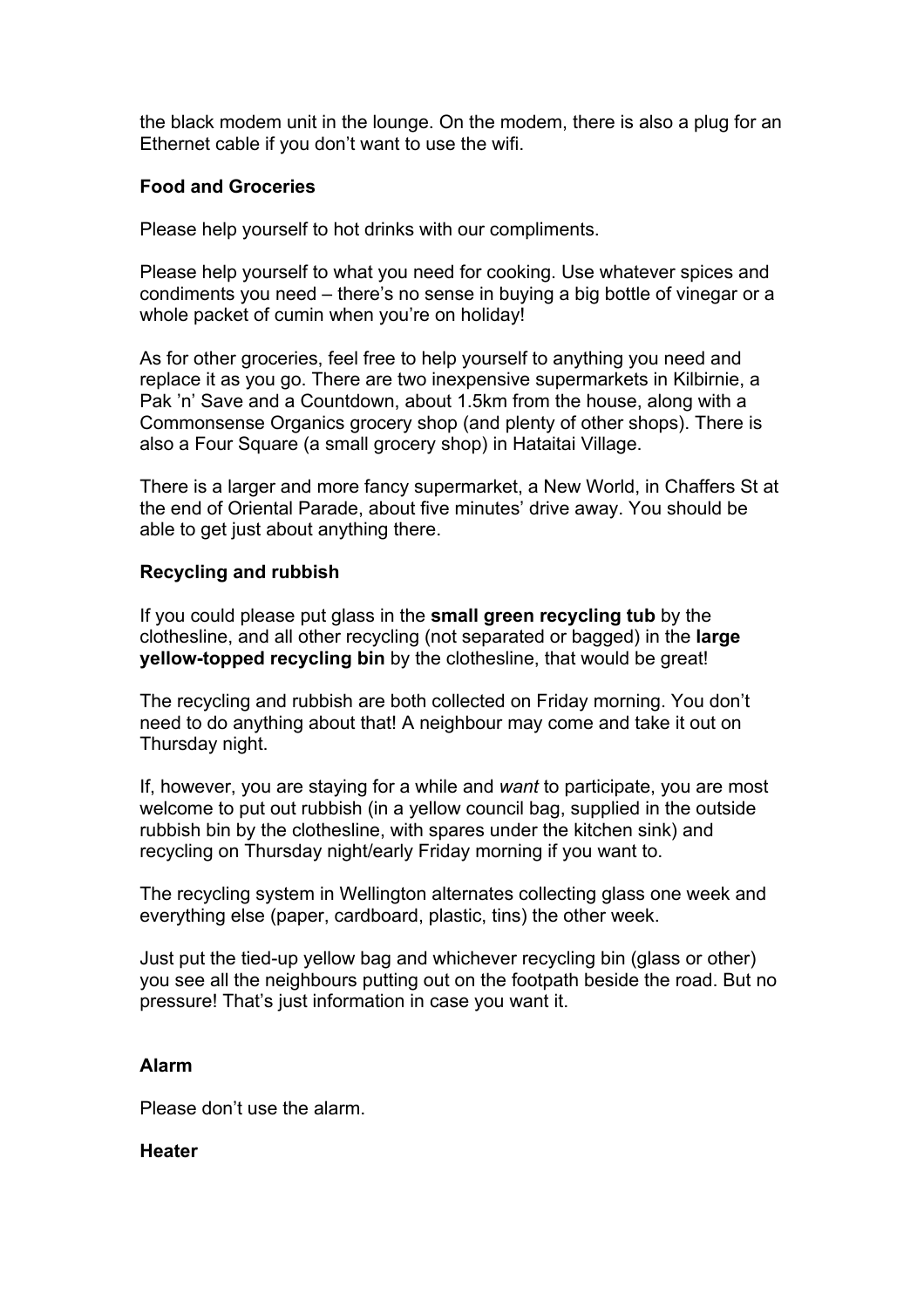the black modem unit in the lounge. On the modem, there is also a plug for an Ethernet cable if you don't want to use the wifi.

**Food and Groceries**

Please help yourself to hot drinks with our compliments.

Please help yourself to what you need for cooking. Use whatever spices and condiments you need – there's no sense in buying a big bottle of vinegar or a whole packet of cumin when you're on holiday!

As for other groceries, feel free to help yourself to anything you need and replace it as you go. There are two inexpensive supermarkets in Kilbirnie, a Pak 'n' Save and a Countdown, about 1.5km from the house, along with a Commonsense Organics grocery shop (and plenty of other shops). There is also a Four Square (a small grocery shop) in Hataitai Village.

There is a larger and more fancy supermarket, a New World, in Chaffers St at the end of Oriental Parade, about five minutes' drive away. You should be able to get just about anything there.

**Recycling and rubbish**

If you could please put glass in the **small green recycling tub** by the clothesline, and all other recycling (not separated or bagged) in the **large yellow-topped recycling bin** by the clothesline, that would be great!

The recycling and rubbish are both collected on Friday morning. You don't need to do anything about that! A neighbour may come and take it out on Thursday night.

If, however, you are staying for a while and *want* to participate, you are most welcome to put out rubbish (in a yellow council bag, supplied in the outside rubbish bin by the clothesline, with spares under the kitchen sink) and recycling on Thursday night/early Friday morning if you want to.

The recycling system in Wellington alternates collecting glass one week and everything else (paper, cardboard, plastic, tins) the other week.

Just put the tied-up yellow bag and whichever recycling bin (glass or other) you see all the neighbours putting out on the footpath beside the road. But no pressure! That's just information in case you want it.

**Alarm**

Please don't use the alarm.

**Heater**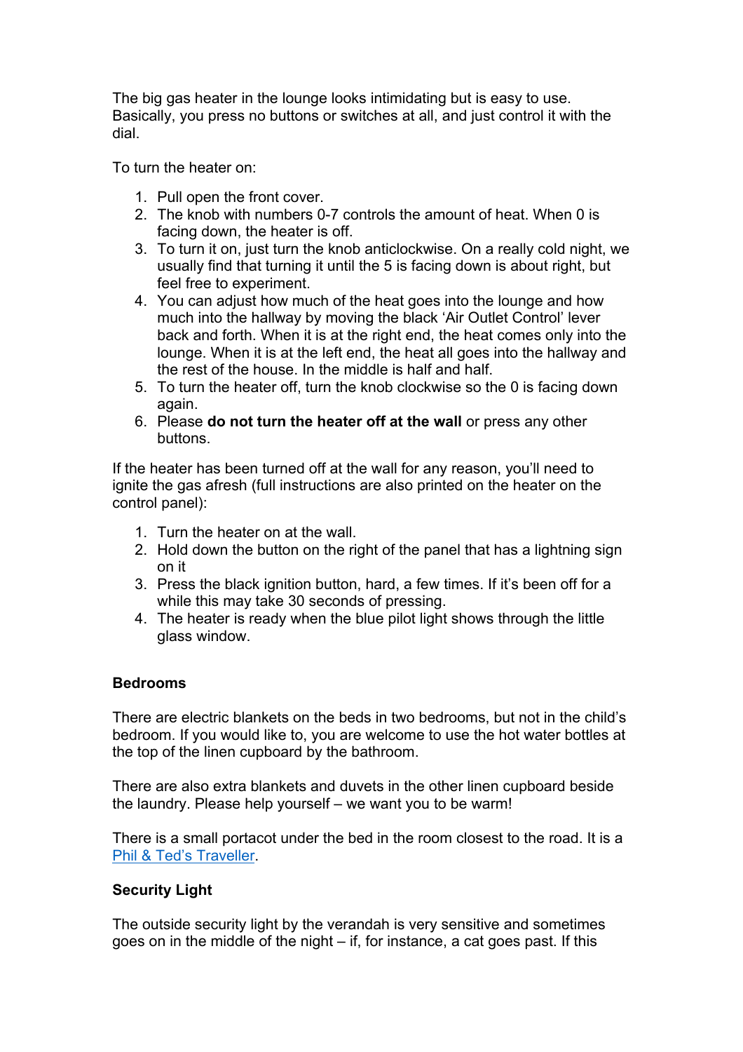The big gas heater in the lounge looks intimidating but is easy to use. Basically, you press no buttons or switches at all, and just control it with the dial.

To turn the heater on:

1. Pull open the front cover.
2. The knob with numbers 0-7 controls the amount of heat. When 0 is facing down, the heater is off.
3. To turn it on, just turn the knob anticlockwise. On a really cold night, we usually find that turning it until the 5 is facing down is about right, but feel free to experiment.
4. You can adjust how much of the heat goes into the lounge and how much into the hallway by moving the black 'Air Outlet Control' lever back and forth. When it is at the right end, the heat comes only into the lounge. When it is at the left end, the heat all goes into the hallway and the rest of the house. In the middle is half and half.
5. To turn the heater off, turn the knob clockwise so the 0 is facing down again.
6. Please **do not turn the heater off at the wall** or press any other buttons.

If the heater has been turned off at the wall for any reason, you'll need to ignite the gas afresh (full instructions are also printed on the heater on the control panel):

1. Turn the heater on at the wall.
2. Hold down the button on the right of the panel that has a lightning sign on it
3. Press the black ignition button, hard, a few times. If it's been off for a while this may take 30 seconds of pressing.
4. The heater is ready when the blue pilot light shows through the little glass window.

**Bedrooms**

There are electric blankets on the beds in two bedrooms, but not in the child's bedroom. If you would like to, you are welcome to use the hot water bottles at the top of the linen cupboard by the bathroom.

There are also extra blankets and duvets in the other linen cupboard beside the laundry. Please help yourself – we want you to be warm!

There is a small portacot under the bed in the room closest to the road. It is a Phil & Ted's Traveller.

**Security Light**

The outside security light by the verandah is very sensitive and sometimes goes on in the middle of the night – if, for instance, a cat goes past. If this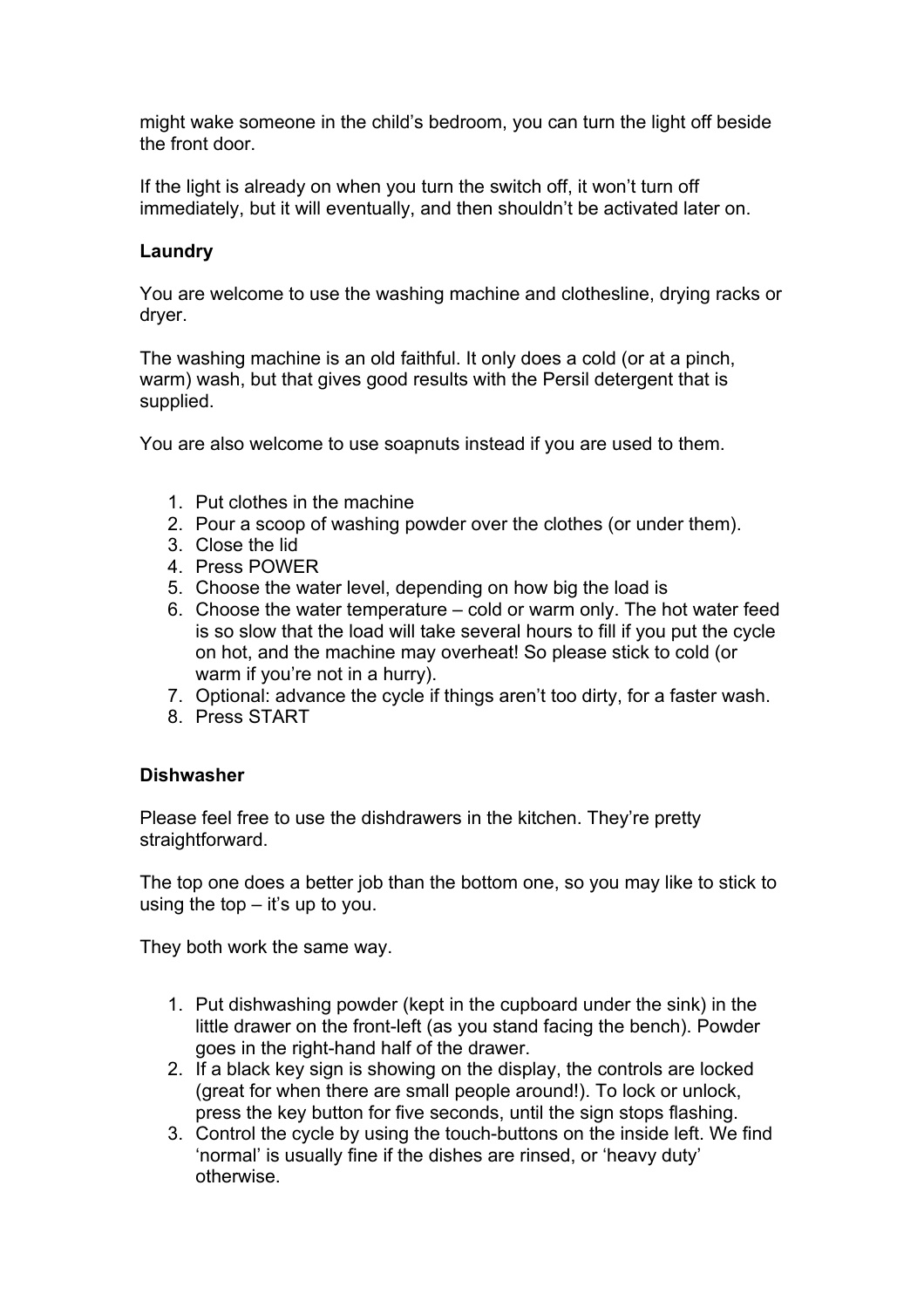might wake someone in the child's bedroom, you can turn the light off beside the front door.

If the light is already on when you turn the switch off, it won't turn off immediately, but it will eventually, and then shouldn't be activated later on.

**Laundry**

You are welcome to use the washing machine and clothesline, drying racks or dryer.

The washing machine is an old faithful. It only does a cold (or at a pinch, warm) wash, but that gives good results with the Persil detergent that is supplied.

You are also welcome to use soapnuts instead if you are used to them.

1. Put clothes in the machine
2. Pour a scoop of washing powder over the clothes (or under them).
3. Close the lid
4. Press POWER
5. Choose the water level, depending on how big the load is
6. Choose the water temperature – cold or warm only. The hot water feed is so slow that the load will take several hours to fill if you put the cycle on hot, and the machine may overheat! So please stick to cold (or warm if you're not in a hurry).
7. Optional: advance the cycle if things aren't too dirty, for a faster wash.
8. Press START

**Dishwasher**

Please feel free to use the dishdrawers in the kitchen. They're pretty straightforward.

The top one does a better job than the bottom one, so you may like to stick to using the top – it's up to you.

They both work the same way.

1. Put dishwashing powder (kept in the cupboard under the sink) in the little drawer on the front-left (as you stand facing the bench). Powder goes in the right-hand half of the drawer.
2. If a black key sign is showing on the display, the controls are locked (great for when there are small people around!). To lock or unlock, press the key button for five seconds, until the sign stops flashing.
3. Control the cycle by using the touch-buttons on the inside left. We find 'normal' is usually fine if the dishes are rinsed, or 'heavy duty' otherwise.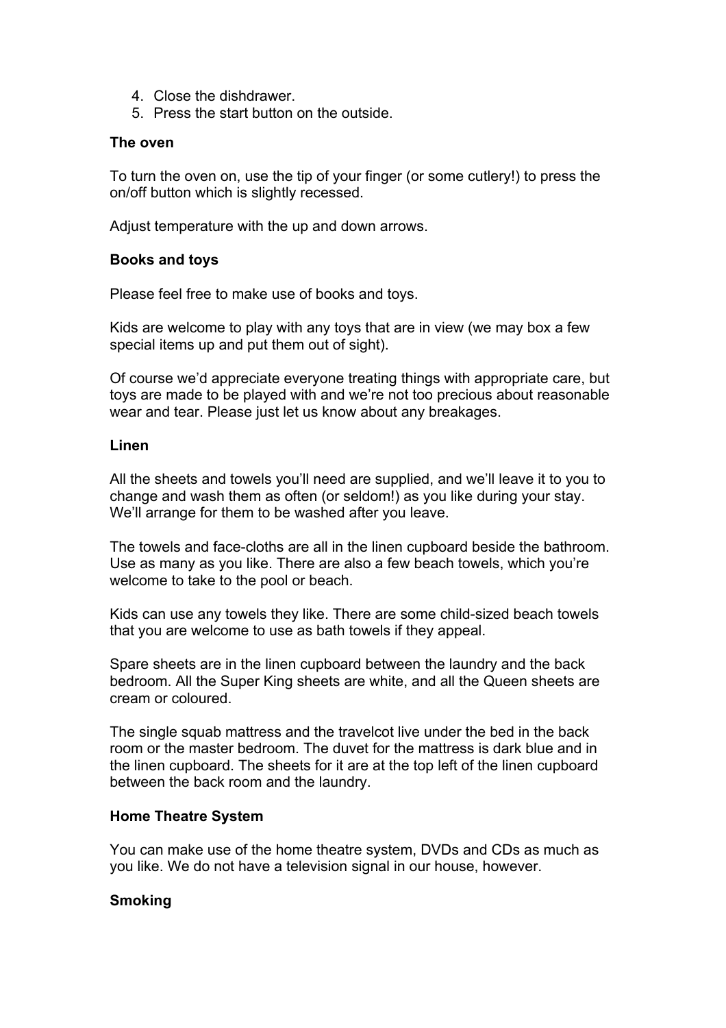4. Close the dishdrawer.
5. Press the start button on the outside.

**The oven**

To turn the oven on, use the tip of your finger (or some cutlery!) to press the on/off button which is slightly recessed.

Adjust temperature with the up and down arrows.

**Books and toys**

Please feel free to make use of books and toys.

Kids are welcome to play with any toys that are in view (we may box a few special items up and put them out of sight).

Of course we'd appreciate everyone treating things with appropriate care, but toys are made to be played with and we're not too precious about reasonable wear and tear. Please just let us know about any breakages.

**Linen**

All the sheets and towels you'll need are supplied, and we'll leave it to you to change and wash them as often (or seldom!) as you like during your stay. We'll arrange for them to be washed after you leave.

The towels and face-cloths are all in the linen cupboard beside the bathroom. Use as many as you like. There are also a few beach towels, which you're welcome to take to the pool or beach.

Kids can use any towels they like. There are some child-sized beach towels that you are welcome to use as bath towels if they appeal.

Spare sheets are in the linen cupboard between the laundry and the back bedroom. All the Super King sheets are white, and all the Queen sheets are cream or coloured.

The single squab mattress and the travelcot live under the bed in the back room or the master bedroom. The duvet for the mattress is dark blue and in the linen cupboard. The sheets for it are at the top left of the linen cupboard between the back room and the laundry.

**Home Theatre System**

You can make use of the home theatre system, DVDs and CDs as much as you like. We do not have a television signal in our house, however.

**Smoking**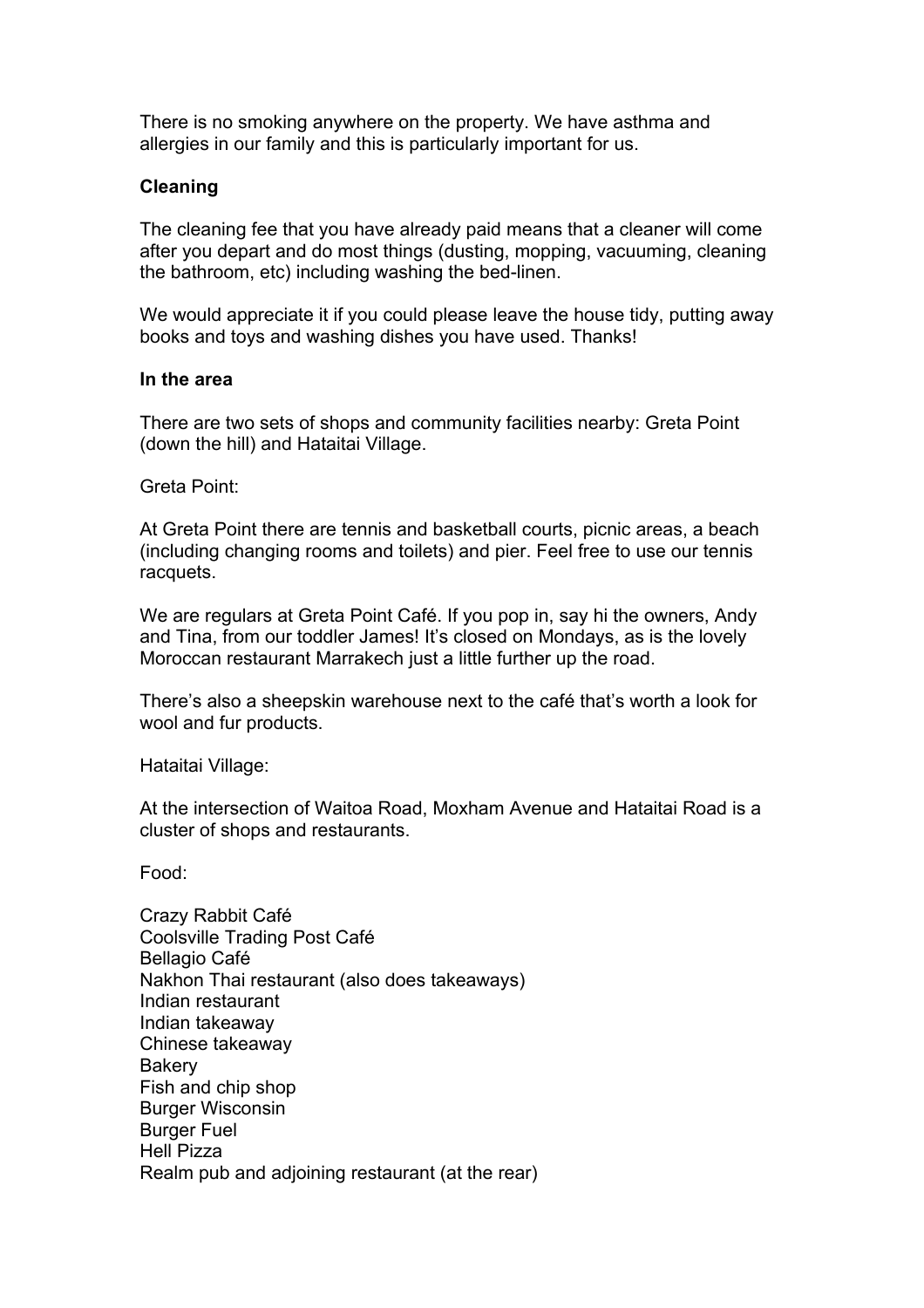There is no smoking anywhere on the property. We have asthma and allergies in our family and this is particularly important for us.

**Cleaning**

The cleaning fee that you have already paid means that a cleaner will come after you depart and do most things (dusting, mopping, vacuuming, cleaning the bathroom, etc) including washing the bed-linen.

We would appreciate it if you could please leave the house tidy, putting away books and toys and washing dishes you have used. Thanks!

**In the area**

There are two sets of shops and community facilities nearby: Greta Point (down the hill) and Hataitai Village.

Greta Point:

At Greta Point there are tennis and basketball courts, picnic areas, a beach (including changing rooms and toilets) and pier. Feel free to use our tennis racquets.

We are regulars at Greta Point Café. If you pop in, say hi the owners, Andy and Tina, from our toddler James! It's closed on Mondays, as is the lovely Moroccan restaurant Marrakech just a little further up the road.

There's also a sheepskin warehouse next to the café that's worth a look for wool and fur products.

Hataitai Village:

At the intersection of Waitoa Road, Moxham Avenue and Hataitai Road is a cluster of shops and restaurants.

Food:

Crazy Rabbit Café
Coolsville Trading Post Café
Bellagio Café
Nakhon Thai restaurant (also does takeaways)
Indian restaurant
Indian takeaway
Chinese takeaway
Bakery
Fish and chip shop
Burger Wisconsin
Burger Fuel
Hell Pizza
Realm pub and adjoining restaurant (at the rear)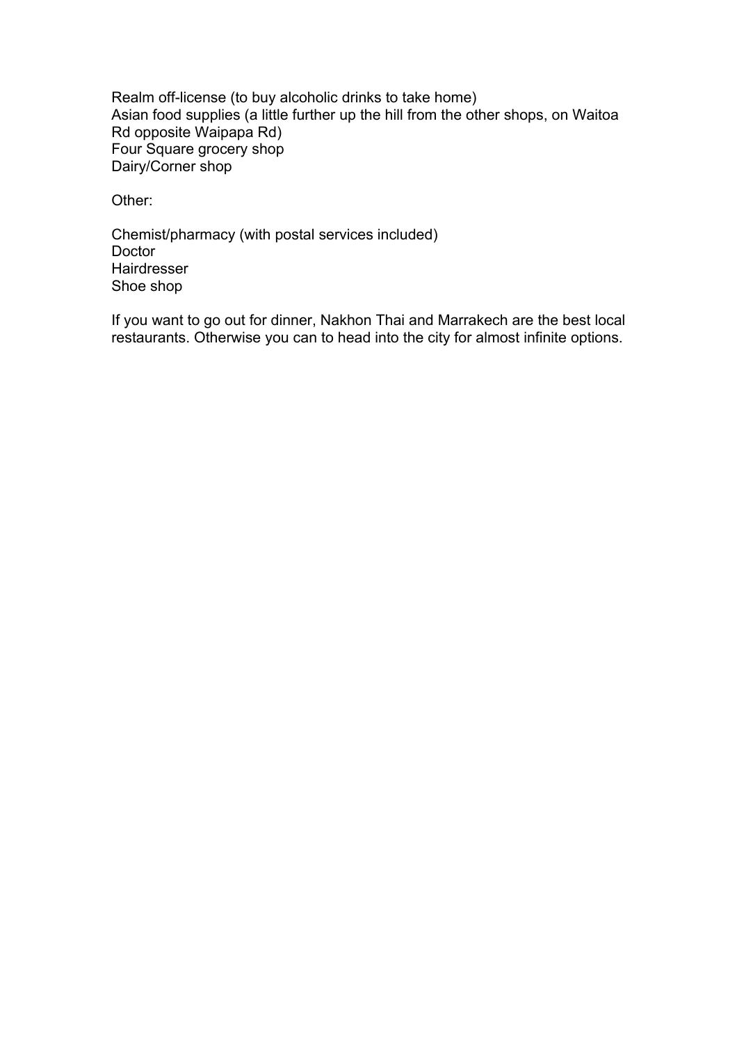Realm off-license (to buy alcoholic drinks to take home)
Asian food supplies (a little further up the hill from the other shops, on Waitoa Rd opposite Waipapa Rd)
Four Square grocery shop
Dairy/Corner shop

Other:

Chemist/pharmacy (with postal services included)
Doctor
Hairdresser
Shoe shop

If you want to go out for dinner, Nakhon Thai and Marrakech are the best local restaurants. Otherwise you can to head into the city for almost infinite options.